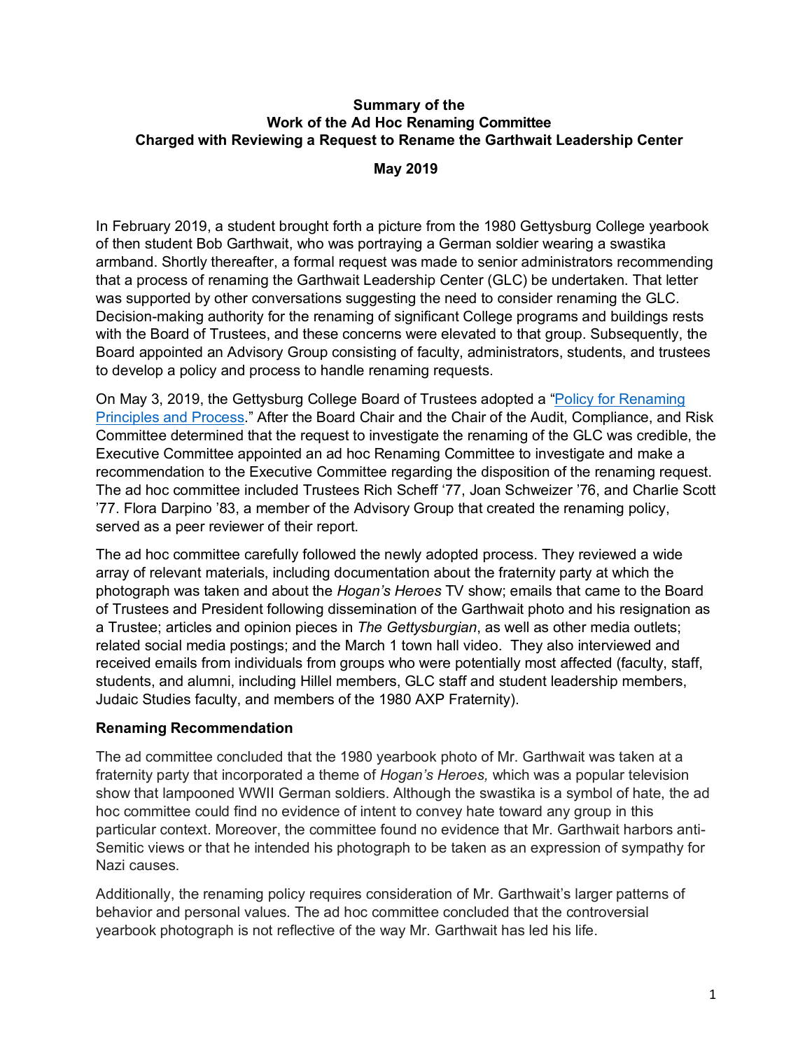**Summary of the**
**Work of the Ad Hoc Renaming Committee**
**Charged with Reviewing a Request to Rename the Garthwait Leadership Center**

**May 2019**

In February 2019, a student brought forth a picture from the 1980 Gettysburg College yearbook of then student Bob Garthwait, who was portraying a German soldier wearing a swastika armband. Shortly thereafter, a formal request was made to senior administrators recommending that a process of renaming the Garthwait Leadership Center (GLC) be undertaken. That letter was supported by other conversations suggesting the need to consider renaming the GLC. Decision-making authority for the renaming of significant College programs and buildings rests with the Board of Trustees, and these concerns were elevated to that group. Subsequently, the Board appointed an Advisory Group consisting of faculty, administrators, students, and trustees to develop a policy and process to handle renaming requests.

On May 3, 2019, the Gettysburg College Board of Trustees adopted a "Policy for Renaming Principles and Process." After the Board Chair and the Chair of the Audit, Compliance, and Risk Committee determined that the request to investigate the renaming of the GLC was credible, the Executive Committee appointed an ad hoc Renaming Committee to investigate and make a recommendation to the Executive Committee regarding the disposition of the renaming request. The ad hoc committee included Trustees Rich Scheff '77, Joan Schweizer '76, and Charlie Scott '77. Flora Darpino '83, a member of the Advisory Group that created the renaming policy, served as a peer reviewer of their report.

The ad hoc committee carefully followed the newly adopted process. They reviewed a wide array of relevant materials, including documentation about the fraternity party at which the photograph was taken and about the *Hogan's Heroes* TV show; emails that came to the Board of Trustees and President following dissemination of the Garthwait photo and his resignation as a Trustee; articles and opinion pieces in *The Gettysburgian*, as well as other media outlets; related social media postings; and the March 1 town hall video. They also interviewed and received emails from individuals from groups who were potentially most affected (faculty, staff, students, and alumni, including Hillel members, GLC staff and student leadership members, Judaic Studies faculty, and members of the 1980 AXP Fraternity).

**Renaming Recommendation**

The ad committee concluded that the 1980 yearbook photo of Mr. Garthwait was taken at a fraternity party that incorporated a theme of *Hogan's Heroes,* which was a popular television show that lampooned WWII German soldiers. Although the swastika is a symbol of hate, the ad hoc committee could find no evidence of intent to convey hate toward any group in this particular context. Moreover, the committee found no evidence that Mr. Garthwait harbors anti-Semitic views or that he intended his photograph to be taken as an expression of sympathy for Nazi causes.

Additionally, the renaming policy requires consideration of Mr. Garthwait's larger patterns of behavior and personal values. The ad hoc committee concluded that the controversial yearbook photograph is not reflective of the way Mr. Garthwait has led his life.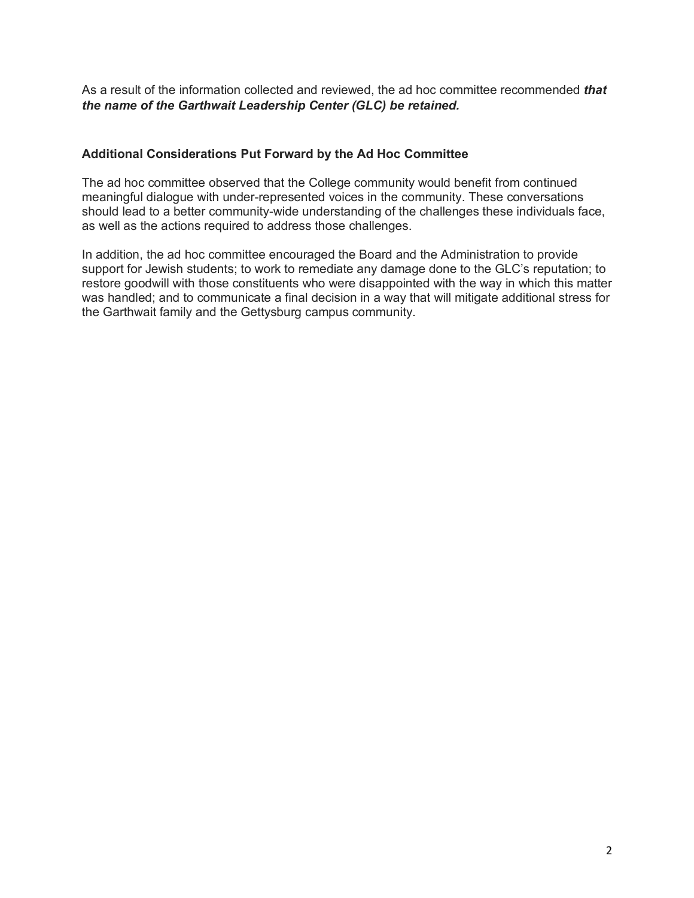As a result of the information collected and reviewed, the ad hoc committee recommended ***that the name of the Garthwait Leadership Center (GLC) be retained.***

### Additional Considerations Put Forward by the Ad Hoc Committee

The ad hoc committee observed that the College community would benefit from continued meaningful dialogue with under-represented voices in the community. These conversations should lead to a better community-wide understanding of the challenges these individuals face, as well as the actions required to address those challenges.

In addition, the ad hoc committee encouraged the Board and the Administration to provide support for Jewish students; to work to remediate any damage done to the GLC's reputation; to restore goodwill with those constituents who were disappointed with the way in which this matter was handled; and to communicate a final decision in a way that will mitigate additional stress for the Garthwait family and the Gettysburg campus community.